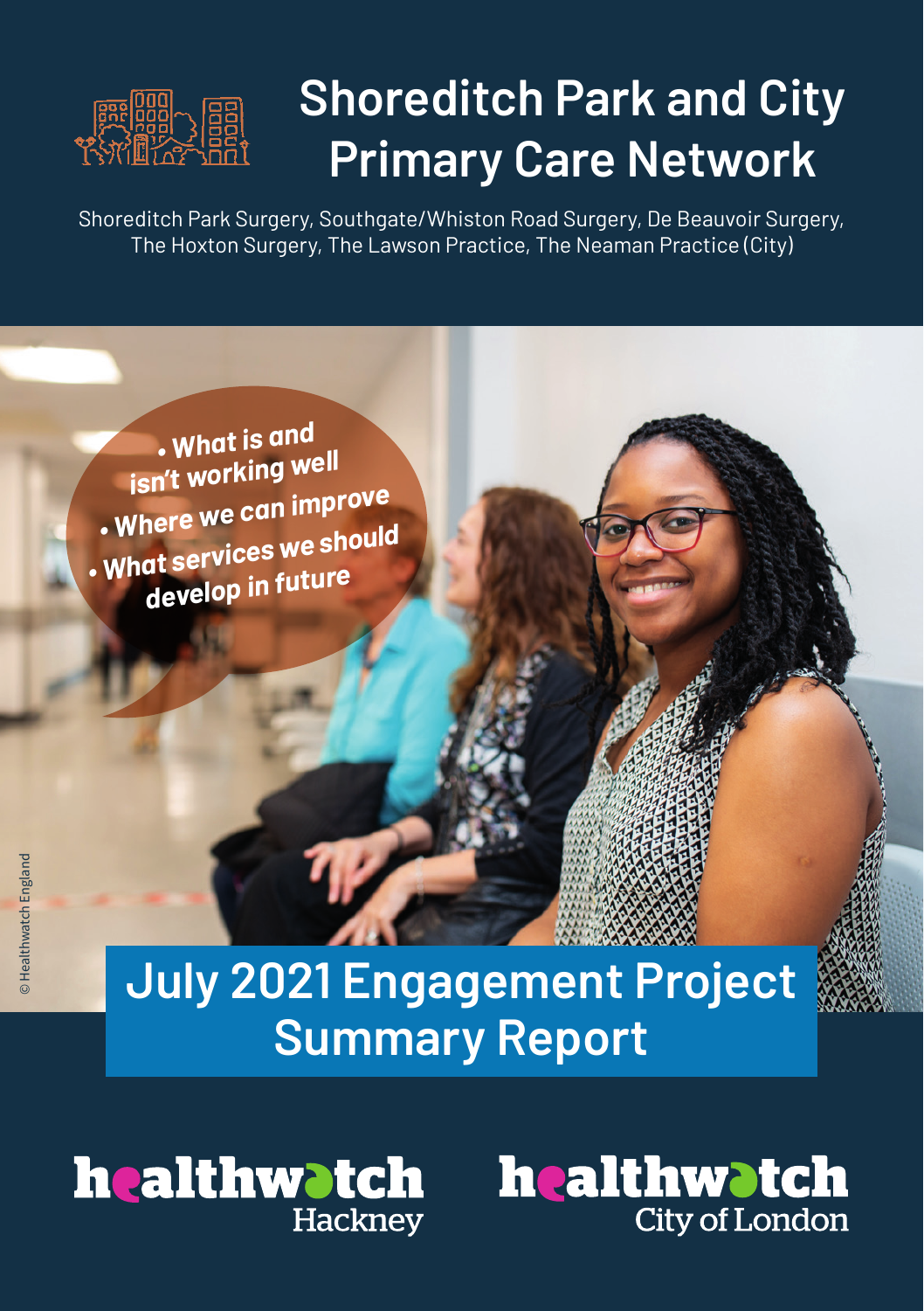# Shoreditch Park and City Primary Care Network

Shoreditch Park Surgery, Southgate/Whiston Road Surgery, De Beauvoir Surgery, The Hoxton Surgery, The Lawson Practice, The Neaman Practice (City)

- What is and isn't working well
- Where we can improve
- What services we should develop in future

© Healthwatch England

## July 2021 Engagement Project Summary Report

healthwatch Hackney

healthwatch City of London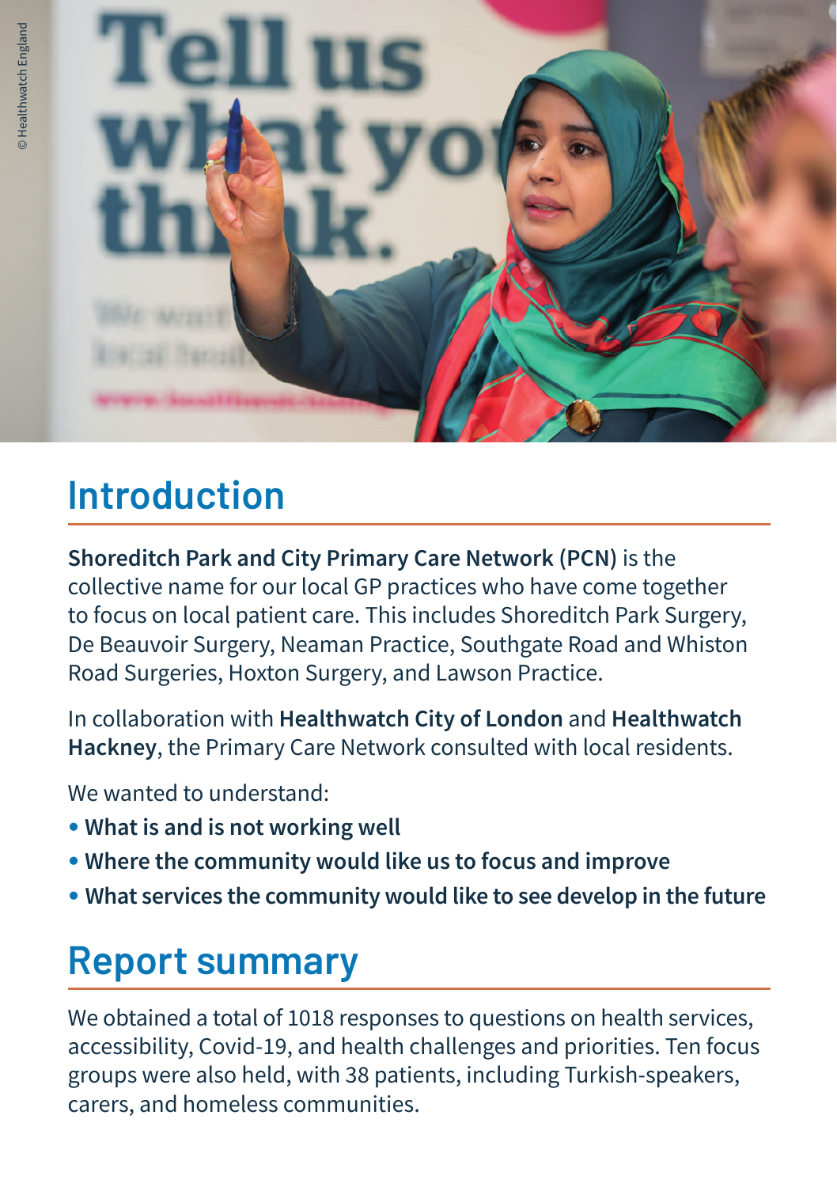## Introduction

**Shoreditch Park and City Primary Care Network (PCN)** is the collective name for our local GP practices who have come together to focus on local patient care. This includes Shoreditch Park Surgery, De Beauvoir Surgery, Neaman Practice, Southgate Road and Whiston Road Surgeries, Hoxton Surgery, and Lawson Practice.

In collaboration with **Healthwatch City of London** and **Healthwatch Hackney**, the Primary Care Network consulted with local residents.

We wanted to understand:

- **What is and is not working well**
- **Where the community would like us to focus and improve**
- **What services the community would like to see develop in the future**

## Report summary

We obtained a total of 1018 responses to questions on health services, accessibility, Covid-19, and health challenges and priorities. Ten focus groups were also held, with 38 patients, including Turkish-speakers, carers, and homeless communities.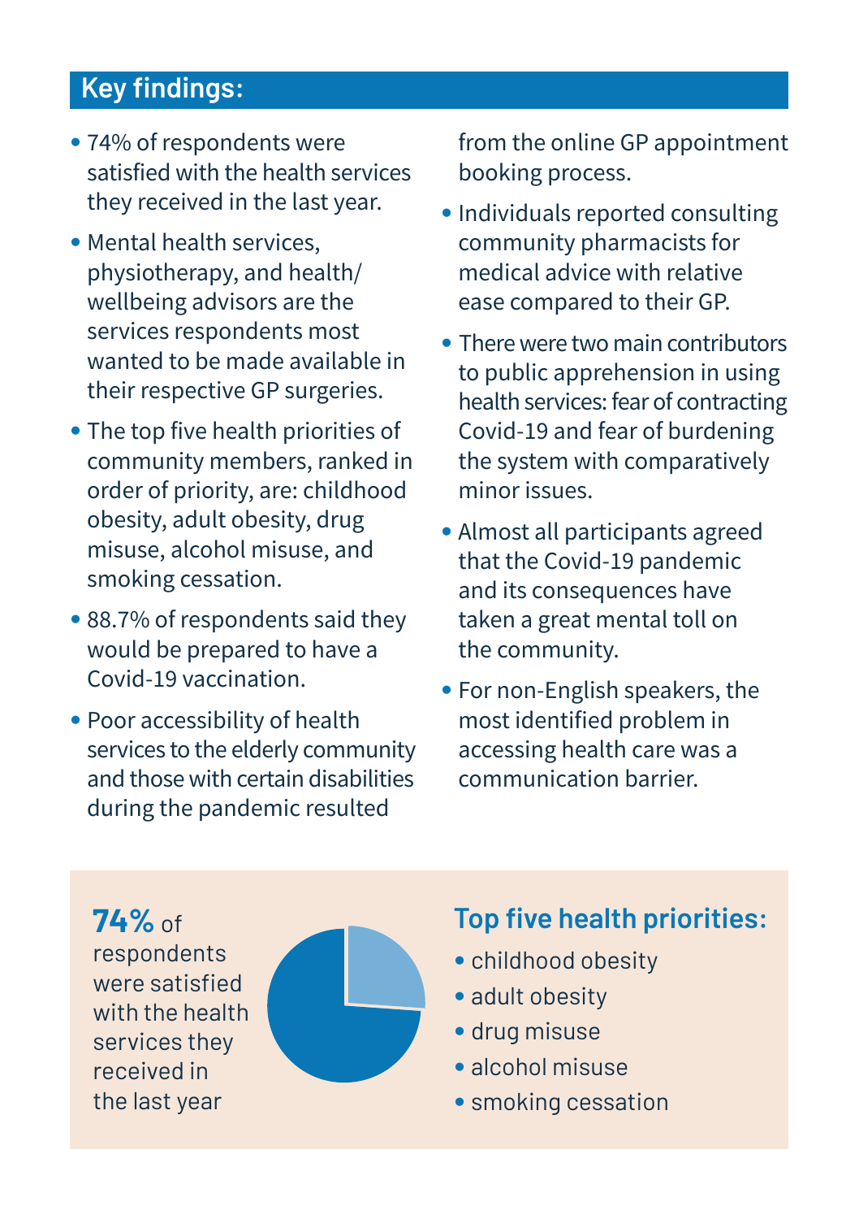## Key findings:

- 74% of respondents were satisfied with the health services they received in the last year.
- Mental health services, physiotherapy, and health/wellbeing advisors are the services respondents most wanted to be made available in their respective GP surgeries.
- The top five health priorities of community members, ranked in order of priority, are: childhood obesity, adult obesity, drug misuse, alcohol misuse, and smoking cessation.
- 88.7% of respondents said they would be prepared to have a Covid-19 vaccination.
- Poor accessibility of health services to the elderly community and those with certain disabilities during the pandemic resulted from the online GP appointment booking process.
- Individuals reported consulting community pharmacists for medical advice with relative ease compared to their GP.
- There were two main contributors to public apprehension in using health services: fear of contracting Covid-19 and fear of burdening the system with comparatively minor issues.
- Almost all participants agreed that the Covid-19 pandemic and its consequences have taken a great mental toll on the community.
- For non-English speakers, the most identified problem in accessing health care was a communication barrier.

**74%** of respondents were satisfied with the health services they received in the last year

### Top five health priorities:

- childhood obesity
- adult obesity
- drug misuse
- alcohol misuse
- smoking cessation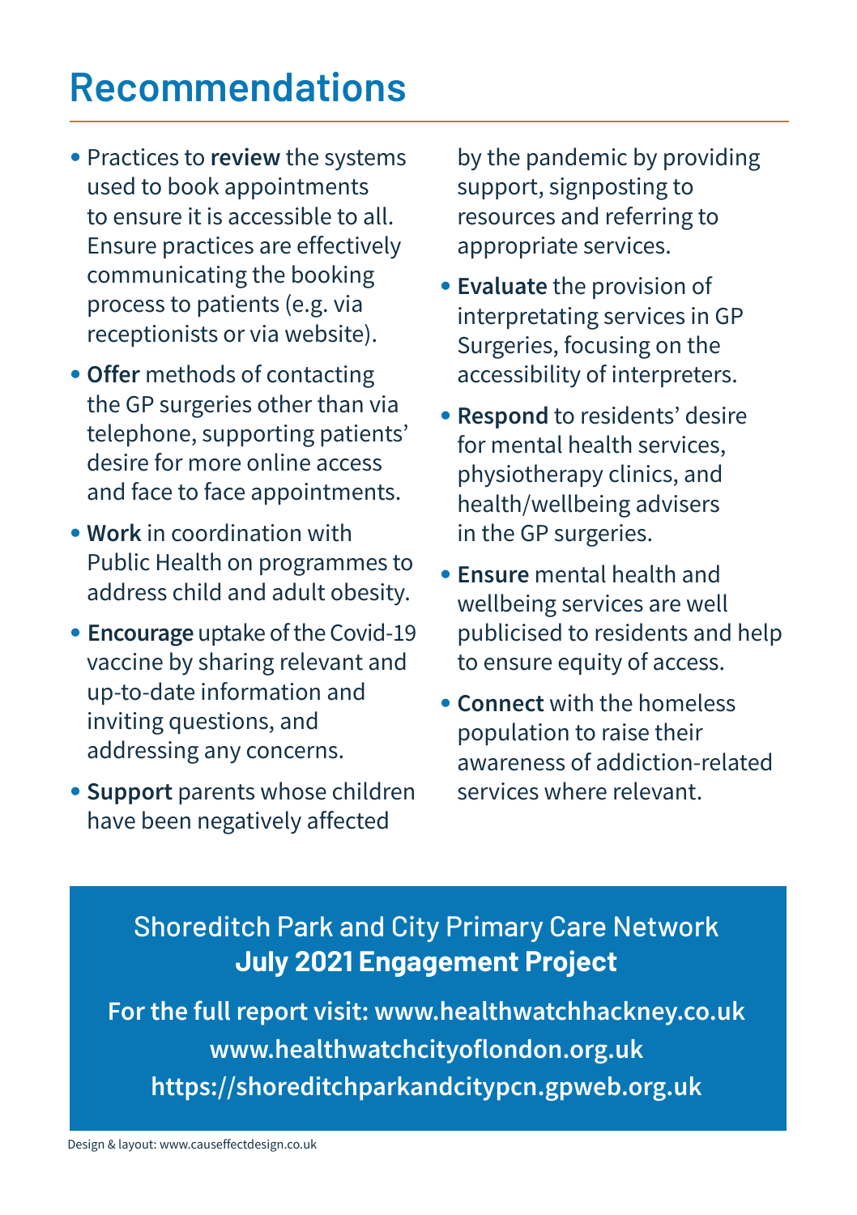# Recommendations

- Practices to **review** the systems used to book appointments to ensure it is accessible to all. Ensure practices are effectively communicating the booking process to patients (e.g. via receptionists or via website).
- **Offer** methods of contacting the GP surgeries other than via telephone, supporting patients' desire for more online access and face to face appointments.
- **Work** in coordination with Public Health on programmes to address child and adult obesity.
- **Encourage** uptake of the Covid-19 vaccine by sharing relevant and up-to-date information and inviting questions, and addressing any concerns.
- **Support** parents whose children have been negatively affected by the pandemic by providing support, signposting to resources and referring to appropriate services.
- **Evaluate** the provision of interpretating services in GP Surgeries, focusing on the accessibility of interpreters.
- **Respond** to residents' desire for mental health services, physiotherapy clinics, and health/wellbeing advisers in the GP surgeries.
- **Ensure** mental health and wellbeing services are well publicised to residents and help to ensure equity of access.
- **Connect** with the homeless population to raise their awareness of addiction-related services where relevant.

Shoreditch Park and City Primary Care Network
**July 2021 Engagement Project**

**For the full report visit: www.healthwatchhackney.co.uk**
**www.healthwatchcityoflondon.org.uk**
**https://shoreditchparkandcitypcn.gpweb.org.uk**

Design & layout: www.causeffectdesign.co.uk